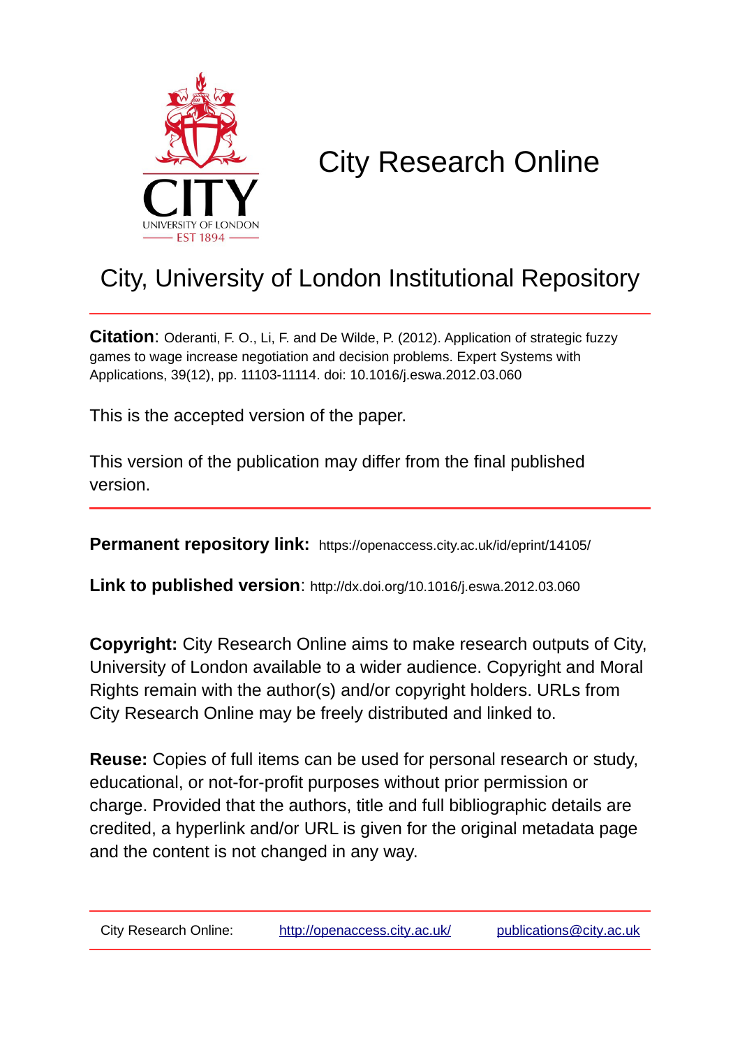# City Research Online

## City, University of London Institutional Repository

**Citation**: Oderanti, F. O., Li, F. and De Wilde, P. (2012). Application of strategic fuzzy games to wage increase negotiation and decision problems. Expert Systems with Applications, 39(12), pp. 11103-11114. doi: 10.1016/j.eswa.2012.03.060

This is the accepted version of the paper.

This version of the publication may differ from the final published version.

**Permanent repository link:** https://openaccess.city.ac.uk/id/eprint/14105/

**Link to published version**: http://dx.doi.org/10.1016/j.eswa.2012.03.060

**Copyright:** City Research Online aims to make research outputs of City, University of London available to a wider audience. Copyright and Moral Rights remain with the author(s) and/or copyright holders. URLs from City Research Online may be freely distributed and linked to.

**Reuse:** Copies of full items can be used for personal research or study, educational, or not-for-profit purposes without prior permission or charge. Provided that the authors, title and full bibliographic details are credited, a hyperlink and/or URL is given for the original metadata page and the content is not changed in any way.

City Research Online: http://openaccess.city.ac.uk/ publications@city.ac.uk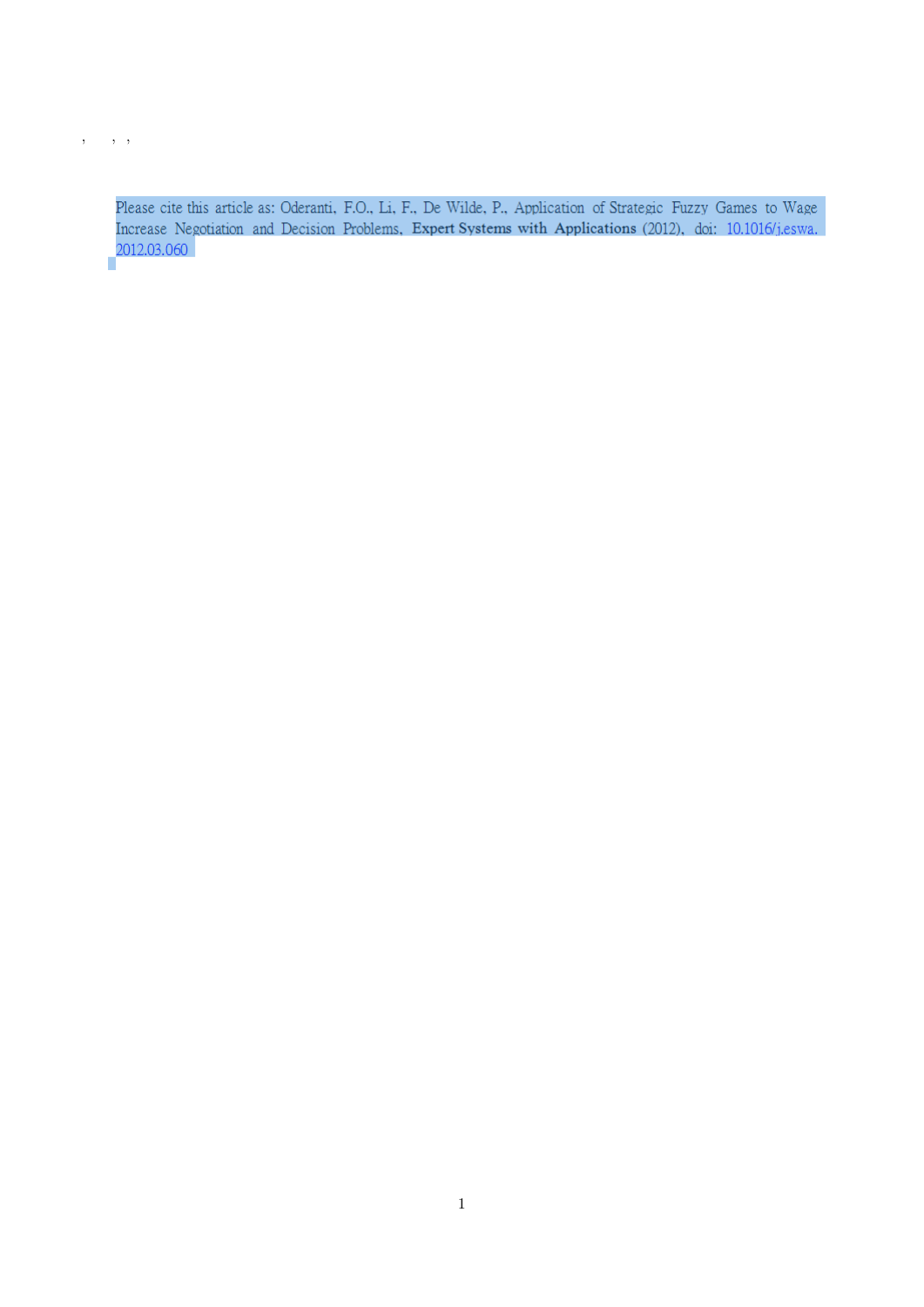Please cite this article as: Oderanti, F.O., Li, F., De Wilde, P., Application of Strategic Fuzzy Games to Wage Increase Negotiation and Decision Problems, **Expert Systems with Applications** (2012), doi: 10.1016/j.eswa.2012.03.060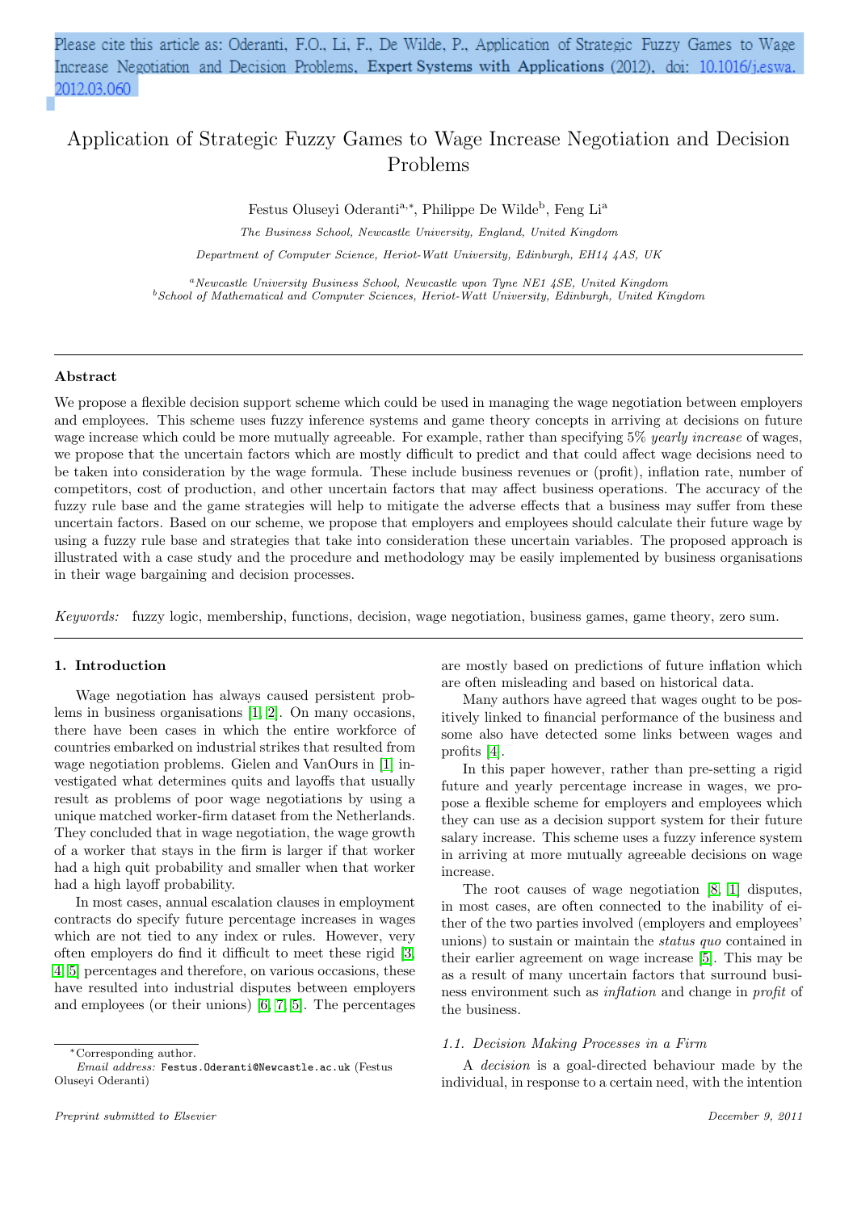Please cite this article as: Oderanti, F.O., Li, F., De Wilde, P., Application of Strategic Fuzzy Games to Wage Increase Negotiation and Decision Problems, **Expert Systems with Applications** (2012), doi: 10.1016/j.eswa.2012.03.060

# Application of Strategic Fuzzy Games to Wage Increase Negotiation and Decision Problems

Festus Oluseyi Oderanti[a,*], Philippe De Wilde[b], Feng Li[a]

*The Business School, Newcastle University, England, United Kingdom*

*Department of Computer Science, Heriot-Watt University, Edinburgh, EH14 4AS, UK*

[a]*Newcastle University Business School, Newcastle upon Tyne NE1 4SE, United Kingdom*
[b]*School of Mathematical and Computer Sciences, Heriot-Watt University, Edinburgh, United Kingdom*

---

### Abstract

We propose a flexible decision support scheme which could be used in managing the wage negotiation between employers and employees. This scheme uses fuzzy inference systems and game theory concepts in arriving at decisions on future wage increase which could be more mutually agreeable. For example, rather than specifying 5% *yearly increase* of wages, we propose that the uncertain factors which are mostly difficult to predict and that could affect wage decisions need to be taken into consideration by the wage formula. These include business revenues or (profit), inflation rate, number of competitors, cost of production, and other uncertain factors that may affect business operations. The accuracy of the fuzzy rule base and the game strategies will help to mitigate the adverse effects that a business may suffer from these uncertain factors. Based on our scheme, we propose that employers and employees should calculate their future wage by using a fuzzy rule base and strategies that take into consideration these uncertain variables. The proposed approach is illustrated with a case study and the procedure and methodology may be easily implemented by business organisations in their wage bargaining and decision processes.

*Keywords:* fuzzy logic, membership, functions, decision, wage negotiation, business games, game theory, zero sum.

---

## 1. Introduction

Wage negotiation has always caused persistent problems in business organisations [1, 2]. On many occasions, there have been cases in which the entire workforce of countries embarked on industrial strikes that resulted from wage negotiation problems. Gielen and VanOurs in [1] investigated what determines quits and layoffs that usually result as problems of poor wage negotiations by using a unique matched worker-firm dataset from the Netherlands. They concluded that in wage negotiation, the wage growth of a worker that stays in the firm is larger if that worker had a high quit probability and smaller when that worker had a high layoff probability.

In most cases, annual escalation clauses in employment contracts do specify future percentage increases in wages which are not tied to any index or rules. However, very often employers do find it difficult to meet these rigid [3, 4, 5] percentages and therefore, on various occasions, these have resulted into industrial disputes between employers and employees (or their unions) [6, 7, 5]. The percentages are mostly based on predictions of future inflation which are often misleading and based on historical data.

Many authors have agreed that wages ought to be positively linked to financial performance of the business and some also have detected some links between wages and profits [4].

In this paper however, rather than pre-setting a rigid future and yearly percentage increase in wages, we propose a flexible scheme for employers and employees which they can use as a decision support system for their future salary increase. This scheme uses a fuzzy inference system in arriving at more mutually agreeable decisions on wage increase.

The root causes of wage negotiation [8, 1] disputes, in most cases, are often connected to the inability of either of the two parties involved (employers and employees' unions) to sustain or maintain the *status quo* contained in their earlier agreement on wage increase [5]. This may be as a result of many uncertain factors that surround business environment such as *inflation* and change in *profit* of the business.

### 1.1. Decision Making Processes in a Firm

A *decision* is a goal-directed behaviour made by the individual, in response to a certain need, with the intention

*Corresponding author.
*Email address:* Festus.Oderanti@Newcastle.ac.uk (Festus Oluseyi Oderanti)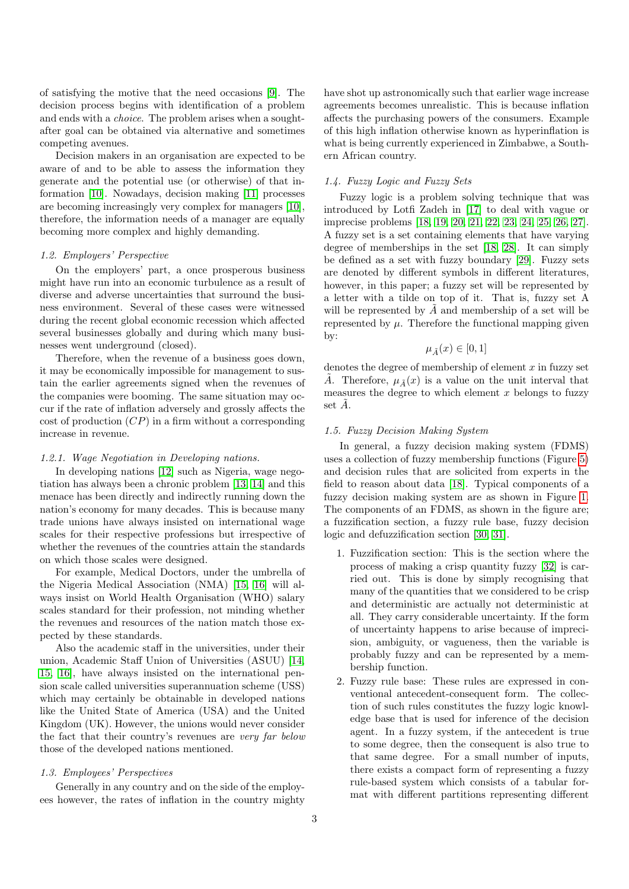of satisfying the motive that the need occasions [9]. The decision process begins with identification of a problem and ends with a *choice*. The problem arises when a sought-after goal can be obtained via alternative and sometimes competing avenues.

Decision makers in an organisation are expected to be aware of and to be able to assess the information they generate and the potential use (or otherwise) of that information [10]. Nowadays, decision making [11] processes are becoming increasingly very complex for managers [10], therefore, the information needs of a manager are equally becoming more complex and highly demanding.

### 1.2. Employers' Perspective

On the employers' part, a once prosperous business might have run into an economic turbulence as a result of diverse and adverse uncertainties that surround the business environment. Several of these cases were witnessed during the recent global economic recession which affected several businesses globally and during which many businesses went underground (closed).

Therefore, when the revenue of a business goes down, it may be economically impossible for management to sustain the earlier agreements signed when the revenues of the companies were booming. The same situation may occur if the rate of inflation adversely and grossly affects the cost of production ($CP$) in a firm without a corresponding increase in revenue.

#### 1.2.1. Wage Negotiation in Developing nations.

In developing nations [12] such as Nigeria, wage negotiation has always been a chronic problem [13, 14] and this menace has been directly and indirectly running down the nation's economy for many decades. This is because many trade unions have always insisted on international wage scales for their respective professions but irrespective of whether the revenues of the countries attain the standards on which those scales were designed.

For example, Medical Doctors, under the umbrella of the Nigeria Medical Association (NMA) [15, 16] will always insist on World Health Organisation (WHO) salary scales standard for their profession, not minding whether the revenues and resources of the nation match those expected by these standards.

Also the academic staff in the universities, under their union, Academic Staff Union of Universities (ASUU) [14, 15, 16], have always insisted on the international pension scale called universities superannuation scheme (USS) which may certainly be obtainable in developed nations like the United State of America (USA) and the United Kingdom (UK). However, the unions would never consider the fact that their country's revenues are *very far below* those of the developed nations mentioned.

### 1.3. Employees' Perspectives

Generally in any country and on the side of the employees however, the rates of inflation in the country mighty have shot up astronomically such that earlier wage increase agreements becomes unrealistic. This is because inflation affects the purchasing powers of the consumers. Example of this high inflation otherwise known as hyperinflation is what is being currently experienced in Zimbabwe, a Southern African country.

### 1.4. Fuzzy Logic and Fuzzy Sets

Fuzzy logic is a problem solving technique that was introduced by Lotfi Zadeh in [17] to deal with vague or imprecise problems [18, 19, 20, 21, 22, 23, 24, 25, 26, 27]. A fuzzy set is a set containing elements that have varying degree of memberships in the set [18, 28]. It can simply be defined as a set with fuzzy boundary [29]. Fuzzy sets are denoted by different symbols in different literatures, however, in this paper; a fuzzy set will be represented by a letter with a tilde on top of it. That is, fuzzy set A will be represented by $\tilde{A}$ and membership of a set will be represented by $\mu$. Therefore the functional mapping given by:

$$\mu_{\tilde{A}}(x) \in [0, 1]$$

denotes the degree of membership of element $x$ in fuzzy set $\tilde{A}$. Therefore, $\mu_{\tilde{A}}(x)$ is a value on the unit interval that measures the degree to which element $x$ belongs to fuzzy set $\tilde{A}$.

### 1.5. Fuzzy Decision Making System

In general, a fuzzy decision making system (FDMS) uses a collection of fuzzy membership functions (Figure 5) and decision rules that are solicited from experts in the field to reason about data [18]. Typical components of a fuzzy decision making system are as shown in Figure 1. The components of an FDMS, as shown in the figure are; a fuzzification section, a fuzzy rule base, fuzzy decision logic and defuzzification section [30, 31].

1. Fuzzification section: This is the section where the process of making a crisp quantity fuzzy [32] is carried out. This is done by simply recognising that many of the quantities that we considered to be crisp and deterministic are actually not deterministic at all. They carry considerable uncertainty. If the form of uncertainty happens to arise because of imprecision, ambiguity, or vagueness, then the variable is probably fuzzy and can be represented by a membership function.
2. Fuzzy rule base: These rules are expressed in conventional antecedent-consequent form. The collection of such rules constitutes the fuzzy logic knowledge base that is used for inference of the decision agent. In a fuzzy system, if the antecedent is true to some degree, then the consequent is also true to that same degree. For a small number of inputs, there exists a compact form of representing a fuzzy rule-based system which consists of a tabular format with different partitions representing different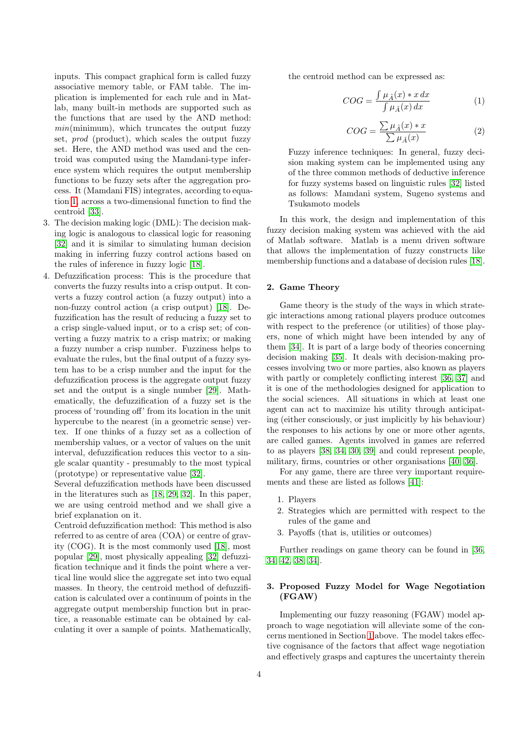inputs. This compact graphical form is called fuzzy associative memory table, or FAM table. The implication is implemented for each rule and in Matlab, many built-in methods are supported such as the functions that are used by the AND method: *min*(minimum), which truncates the output fuzzy set, *prod* (product), which scales the output fuzzy set. Here, the AND method was used and the centroid was computed using the Mamdani-type inference system which requires the output membership functions to be fuzzy sets after the aggregation process. It (Mamdani FIS) integrates, according to equation 1, across a two-dimensional function to find the centroid [33].

3. The decision making logic (DML): The decision making logic is analogous to classical logic for reasoning [32] and it is similar to simulating human decision making in inferring fuzzy control actions based on the rules of inference in fuzzy logic [18].
4. Defuzzification process: This is the procedure that converts the fuzzy results into a crisp output. It converts a fuzzy control action (a fuzzy output) into a non-fuzzy control action (a crisp output) [18]. Defuzzification has the result of reducing a fuzzy set to a crisp single-valued input, or to a crisp set; of converting a fuzzy matrix to a crisp matrix; or making a fuzzy number a crisp number. Fuzziness helps to evaluate the rules, but the final output of a fuzzy system has to be a crisp number and the input for the defuzzification process is the aggregate output fuzzy set and the output is a single number [29]. Mathematically, the defuzzification of a fuzzy set is the process of 'rounding off' from its location in the unit hypercube to the nearest (in a geometric sense) vertex. If one thinks of a fuzzy set as a collection of membership values, or a vector of values on the unit interval, defuzzification reduces this vector to a single scalar quantity - presumably to the most typical (prototype) or representative value [32].
Several defuzzification methods have been discussed in the literatures such as [18, 29, 32]. In this paper, we are using centroid method and we shall give a brief explanation on it.
Centroid defuzzification method: This method is also referred to as centre of area (COA) or centre of gravity (COG). It is the most commonly used [18], most popular [29], most physically appealing [32] defuzzification technique and it finds the point where a vertical line would slice the aggregate set into two equal masses. In theory, the centroid method of defuzzification is calculated over a continuum of points in the aggregate output membership function but in practice, a reasonable estimate can be obtained by calculating it over a sample of points. Mathematically, the centroid method can be expressed as:

$$COG = \frac{\int \mu_{\tilde{A}}(x) * x \, dx}{\int \mu_{\tilde{A}}(x) \, dx} \tag{1}$$

$$COG = \frac{\sum \mu_{\tilde{A}}(x) * x}{\sum \mu_{\tilde{A}}(x)} \tag{2}$$

Fuzzy inference techniques: In general, fuzzy decision making system can be implemented using any of the three common methods of deductive inference for fuzzy systems based on linguistic rules [32] listed as follows: Mamdani system, Sugeno systems and Tsukamoto models

In this work, the design and implementation of this fuzzy decision making system was achieved with the aid of Matlab software. Matlab is a menu driven software that allows the implementation of fuzzy constructs like membership functions and a database of decision rules [18].

## 2. Game Theory

Game theory is the study of the ways in which strategic interactions among rational players produce outcomes with respect to the preference (or utilities) of those players, none of which might have been intended by any of them [34]. It is part of a large body of theories concerning decision making [35]. It deals with decision-making processes involving two or more parties, also known as players with partly or completely conflicting interest [36, 37] and it is one of the methodologies designed for application to the social sciences. All situations in which at least one agent can act to maximize his utility through anticipating (either consciously, or just implicitly by his behaviour) the responses to his actions by one or more other agents, are called games. Agents involved in games are referred to as players [38, 34, 30, 39] and could represent people, military, firms, countries or other organisations [40, 36].

For any game, there are three very important requirements and these are listed as follows [41]:

1. Players
2. Strategies which are permitted with respect to the rules of the game and
3. Payoffs (that is, utilities or outcomes)

Further readings on game theory can be found in [36, 34, 42, 38, 34].

## 3. Proposed Fuzzy Model for Wage Negotiation (FGAW)

Implementing our fuzzy reasoning (FGAW) model approach to wage negotiation will alleviate some of the concerns mentioned in Section 1 above. The model takes effective cognisance of the factors that affect wage negotiation and effectively grasps and captures the uncertainty therein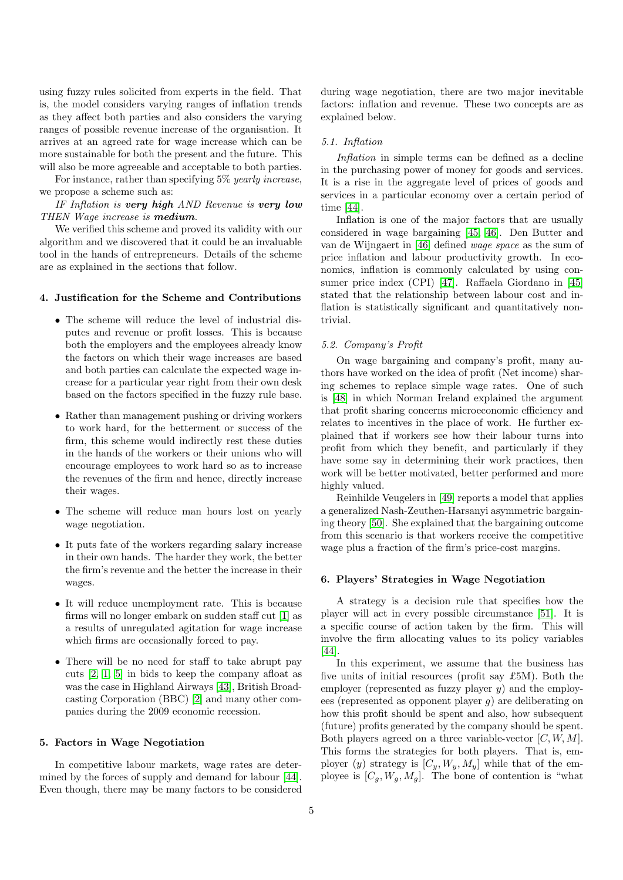using fuzzy rules solicited from experts in the field. That is, the model considers varying ranges of inflation trends as they affect both parties and also considers the varying ranges of possible revenue increase of the organisation. It arrives at an agreed rate for wage increase which can be more sustainable for both the present and the future. This will also be more agreeable and acceptable to both parties.

For instance, rather than specifying 5% *yearly increase*, we propose a scheme such as:

*IF Inflation is* ***very high*** *AND Revenue is* ***very low*** *THEN Wage increase is* ***medium***.

We verified this scheme and proved its validity with our algorithm and we discovered that it could be an invaluable tool in the hands of entrepreneurs. Details of the scheme are as explained in the sections that follow.

## 4. Justification for the Scheme and Contributions

- The scheme will reduce the level of industrial disputes and revenue or profit losses. This is because both the employers and the employees already know the factors on which their wage increases are based and both parties can calculate the expected wage increase for a particular year right from their own desk based on the factors specified in the fuzzy rule base.
- Rather than management pushing or driving workers to work hard, for the betterment or success of the firm, this scheme would indirectly rest these duties in the hands of the workers or their unions who will encourage employees to work hard so as to increase the revenues of the firm and hence, directly increase their wages.
- The scheme will reduce man hours lost on yearly wage negotiation.
- It puts fate of the workers regarding salary increase in their own hands. The harder they work, the better the firm's revenue and the better the increase in their wages.
- It will reduce unemployment rate. This is because firms will no longer embark on sudden staff cut [1] as a results of unregulated agitation for wage increase which firms are occasionally forced to pay.
- There will be no need for staff to take abrupt pay cuts [2, 1, 5] in bids to keep the company afloat as was the case in Highland Airways [43], British Broadcasting Corporation (BBC) [2] and many other companies during the 2009 economic recession.

## 5. Factors in Wage Negotiation

In competitive labour markets, wage rates are determined by the forces of supply and demand for labour [44]. Even though, there may be many factors to be considered during wage negotiation, there are two major inevitable factors: inflation and revenue. These two concepts are as explained below.

### 5.1. Inflation

*Inflation* in simple terms can be defined as a decline in the purchasing power of money for goods and services. It is a rise in the aggregate level of prices of goods and services in a particular economy over a certain period of time [44].

Inflation is one of the major factors that are usually considered in wage bargaining [45, 46]. Den Butter and van de Wijngaert in [46] defined *wage space* as the sum of price inflation and labour productivity growth. In economics, inflation is commonly calculated by using consumer price index (CPI) [47]. Raffaela Giordano in [45] stated that the relationship between labour cost and inflation is statistically significant and quantitatively nontrivial.

### 5.2. Company's Profit

On wage bargaining and company's profit, many authors have worked on the idea of profit (Net income) sharing schemes to replace simple wage rates. One of such is [48] in which Norman Ireland explained the argument that profit sharing concerns microeconomic efficiency and relates to incentives in the place of work. He further explained that if workers see how their labour turns into profit from which they benefit, and particularly if they have some say in determining their work practices, then work will be better motivated, better performed and more highly valued.

Reinhilde Veugelers in [49] reports a model that applies a generalized Nash-Zeuthen-Harsanyi asymmetric bargaining theory [50]. She explained that the bargaining outcome from this scenario is that workers receive the competitive wage plus a fraction of the firm's price-cost margins.

## 6. Players' Strategies in Wage Negotiation

A strategy is a decision rule that specifies how the player will act in every possible circumstance [51]. It is a specific course of action taken by the firm. This will involve the firm allocating values to its policy variables [44].

In this experiment, we assume that the business has five units of initial resources (profit say £5M). Both the employer (represented as fuzzy player $y$) and the employees (represented as opponent player $g$) are deliberating on how this profit should be spent and also, how subsequent (future) profits generated by the company should be spent. Both players agreed on a three variable-vector $[C, W, M]$. This forms the strategies for both players. That is, employer ($y$) strategy is $[C_y, W_y, M_y]$ while that of the employee is $[C_g, W_g, M_g]$. The bone of contention is "what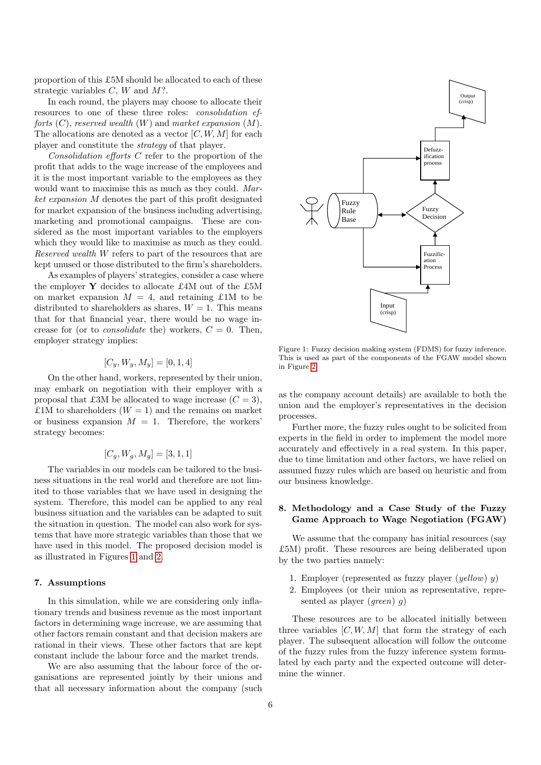proportion of this £5M should be allocated to each of these strategic variables $C$, $W$ and $M$?.

In each round, the players may choose to allocate their resources to one of these three roles: *consolidation efforts* ($C$), *reserved wealth* ($W$) and *market expansion* ($M$). The allocations are denoted as a vector $[C, W, M]$ for each player and constitute the *strategy* of that player.

*Consolidation efforts* $C$ refer to the proportion of the profit that adds to the wage increase of the employees and it is the most important variable to the employees as they would want to maximise this as much as they could. *Market expansion* $M$ denotes the part of this profit designated for market expansion of the business including advertising, marketing and promotional campaigns. These are considered as the most important variables to the employers which they would like to maximise as much as they could. *Reserved wealth* $W$ refers to part of the resources that are kept unused or those distributed to the firm's shareholders.

As examples of players' strategies, consider a case where the employer $\mathbf{Y}$ decides to allocate £4M out of the £5M on market expansion $M = 4$, and retaining £1M to be distributed to shareholders as shares, $W = 1$. This means that for that financial year, there would be no wage increase for (or to *consolidate* the) workers, $C = 0$. Then, employer strategy implies:

$$[C_y, W_y, M_y] = [0, 1, 4]$$

On the other hand, workers, represented by their union, may embark on negotiation with their employer with a proposal that £3M be allocated to wage increase ($C = 3$), £1M to shareholders ($W = 1$) and the remains on market or business expansion $M = 1$. Therefore, the workers' strategy becomes:

$$[C_g, W_g, M_g] = [3, 1, 1]$$

The variables in our models can be tailored to the business situations in the real world and therefore are not limited to those variables that we have used in designing the system. Therefore, this model can be applied to any real business situation and the variables can be adapted to suit the situation in question. The model can also work for systems that have more strategic variables than those that we have used in this model. The proposed decision model is as illustrated in Figures 1 and 2.

## 7. Assumptions

In this simulation, while we are considering only inflationary trends and business revenue as the most important factors in determining wage increase, we are assuming that other factors remain constant and that decision makers are rational in their views. These other factors that are kept constant include the labour force and the market trends.

We are also assuming that the labour force of the organisations are represented jointly by their unions and that all necessary information about the company (such as the company account details) are available to both the union and the employer's representatives in the decision processes.

Further more, the fuzzy rules ought to be solicited from experts in the field in order to implement the model more accurately and effectively in a real system. In this paper, due to time limitation and other factors, we have relied on assumed fuzzy rules which are based on heuristic and from our business knowledge.

Figure 1: Fuzzy decision making system (FDMS) for fuzzy inference. This is used as part of the components of the FGAW model shown in Figure 2.

## 8. Methodology and a Case Study of the Fuzzy Game Approach to Wage Negotiation (FGAW)

We assume that the company has initial resources (say £5M) profit. These resources are being deliberated upon by the two parties namely:

1. Employer (represented as fuzzy player (*yellow*) $y$)
2. Employees (or their union as representative, represented as player (*green*) $g$)

These resources are to be allocated initially between three variables $[C, W, M]$ that form the strategy of each player. The subsequent allocation will follow the outcome of the fuzzy rules from the fuzzy inference system formulated by each party and the expected outcome will determine the winner.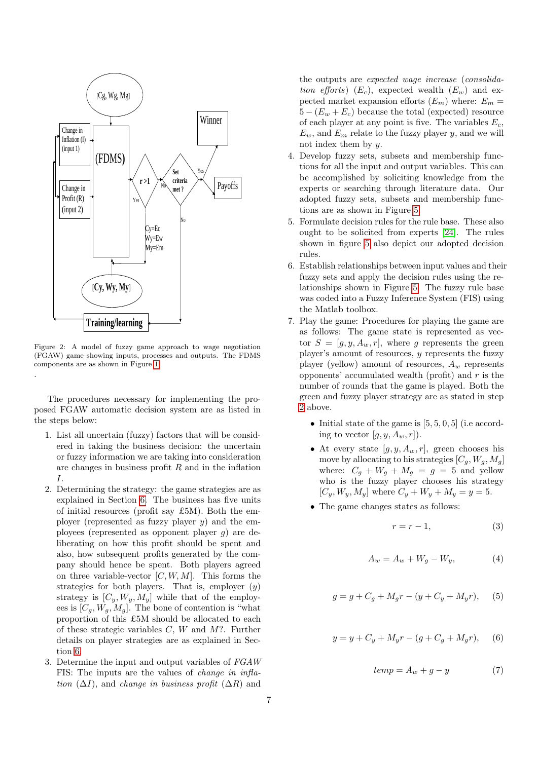Figure 2: A model of fuzzy game approach to wage negotiation (FGAW) game showing inputs, processes and outputs. The FDMS components are as shown in Figure 1

.

The procedures necessary for implementing the proposed FGAW automatic decision system are as listed in the steps below:

1. List all uncertain (fuzzy) factors that will be considered in taking the business decision: the uncertain or fuzzy information we are taking into consideration are changes in business profit $R$ and in the inflation $I$.
2. Determining the strategy: the game strategies are as explained in Section 6. The business has five units of initial resources (profit say £5M). Both the employer (represented as fuzzy player $y$) and the employees (represented as opponent player $g$) are deliberating on how this profit should be spent and also, how subsequent profits generated by the company should hence be spent. Both players agreed on three variable-vector $[C, W, M]$. This forms the strategies for both players. That is, employer ($y$) strategy is $[C_y, W_y, M_y]$ while that of the employees is $[C_g, W_g, M_g]$. The bone of contention is "what proportion of this £5M should be allocated to each of these strategic variables $C$, $W$ and $M$?. Further details on player strategies are as explained in Section 6.
3. Determine the input and output variables of *FGAW* FIS: The inputs are the values of *change in inflation* ($\Delta I$), and *change in business profit* ($\Delta R$) and the outputs are *expected wage increase* (*consolidation efforts*) ($E_c$), expected wealth ($E_w$) and expected market expansion efforts ($E_m$) where: $E_m = 5 - (E_w + E_c)$ because the total (expected) resource of each player at any point is five. The variables $E_c$, $E_w$, and $E_m$ relate to the fuzzy player $y$, and we will not index them by $y$.
4. Develop fuzzy sets, subsets and membership functions for all the input and output variables. This can be accomplished by soliciting knowledge from the experts or searching through literature data. Our adopted fuzzy sets, subsets and membership functions are as shown in Figure 5.
5. Formulate decision rules for the rule base. These also ought to be solicited from experts [24]. The rules shown in figure 5 also depict our adopted decision rules.
6. Establish relationships between input values and their fuzzy sets and apply the decision rules using the relationships shown in Figure 5. The fuzzy rule base was coded into a Fuzzy Inference System (FIS) using the Matlab toolbox.
7. Play the game: Procedures for playing the game are as follows: The game state is represented as vector $S = [g, y, A_w, r]$, where $g$ represents the green player's amount of resources, $y$ represents the fuzzy player (yellow) amount of resources, $A_w$ represents opponents' accumulated wealth (profit) and $r$ is the number of rounds that the game is played. Both the green and fuzzy player strategy are as stated in step 2 above.

   - Initial state of the game is $[5, 5, 0, 5]$ (i.e according to vector $[g, y, A_w, r]$).
   - At every state $[g, y, A_w, r]$, green chooses his move by allocating to his strategies $[C_g, W_g, M_g]$ where: $C_g + W_g + M_g = g = 5$ and yellow who is the fuzzy player chooses his strategy $[C_y, W_y, M_y]$ where $C_y + W_y + M_y = y = 5$.
   - The game changes states as follows:

$$r = r - 1, \tag{3}$$

$$A_w = A_w + W_g - W_y, \tag{4}$$

$$g = g + C_g + M_g r - (y + C_y + M_y r), \tag{5}$$

$$y = y + C_y + M_y r - (g + C_g + M_g r), \tag{6}$$

$$temp = A_w + g - y \tag{7}$$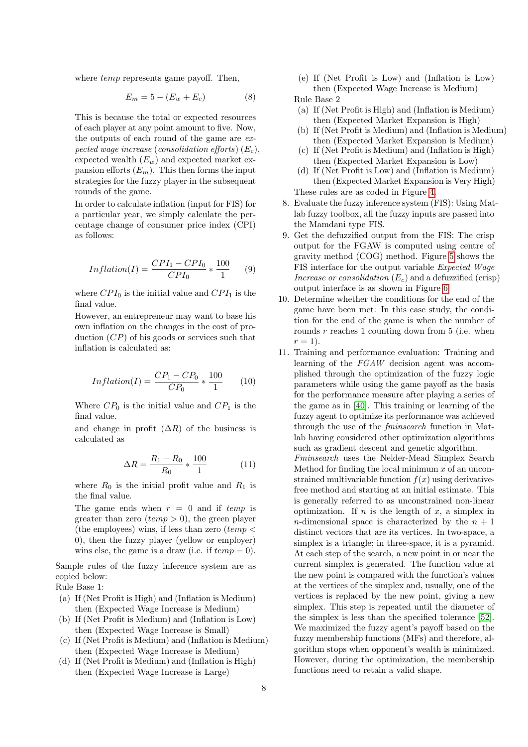where *temp* represents game payoff. Then,

$$E_m = 5 - (E_w + E_c) \tag{8}$$

This is because the total or expected resources of each player at any point amount to five. Now, the outputs of each round of the game are *expected wage increase* (*consolidation efforts*) ($E_c$), expected wealth ($E_w$) and expected market expansion efforts ($E_m$). This then forms the input strategies for the fuzzy player in the subsequent rounds of the game.

In order to calculate inflation (input for FIS) for a particular year, we simply calculate the percentage change of consumer price index (CPI) as follows:

$$Inflation(I) = \frac{CPI_1 - CPI_0}{CPI_0} * \frac{100}{1} \tag{9}$$

where $CPI_0$ is the initial value and $CPI_1$ is the final value.

However, an entrepreneur may want to base his own inflation on the changes in the cost of production ($CP$) of his goods or services such that inflation is calculated as:

$$Inflation(I) = \frac{CP_1 - CP_0}{CP_0} * \frac{100}{1} \tag{10}$$

Where $CP_0$ is the initial value and $CP_1$ is the final value.

and change in profit ($\Delta R$) of the business is calculated as

$$\Delta R = \frac{R_1 - R_0}{R_0} * \frac{100}{1} \tag{11}$$

where $R_0$ is the initial profit value and $R_1$ is the final value.

The game ends when $r = 0$ and if *temp* is greater than zero ($temp > 0$), the green player (the employees) wins, if less than zero ($temp < 0$), then the fuzzy player (yellow or employer) wins else, the game is a draw (i.e. if $temp = 0$).

Sample rules of the fuzzy inference system are as copied below:

Rule Base 1:

(a) If (Net Profit is High) and (Inflation is Medium) then (Expected Wage Increase is Medium)

(b) If (Net Profit is Medium) and (Inflation is Low) then (Expected Wage Increase is Small)

(c) If (Net Profit is Medium) and (Inflation is Medium) then (Expected Wage Increase is Medium)

(d) If (Net Profit is Medium) and (Inflation is High) then (Expected Wage Increase is Large)

(e) If (Net Profit is Low) and (Inflation is Low) then (Expected Wage Increase is Medium)

Rule Base 2

(a) If (Net Profit is High) and (Inflation is Medium) then (Expected Market Expansion is High)

(b) If (Net Profit is Medium) and (Inflation is Medium) then (Expected Market Expansion is Medium)

(c) If (Net Profit is Medium) and (Inflation is High) then (Expected Market Expansion is Low)

(d) If (Net Profit is Low) and (Inflation is Medium) then (Expected Market Expansion is Very High)

These rules are as coded in Figure 4.

8. Evaluate the fuzzy inference system (FIS): Using Matlab fuzzy toolbox, all the fuzzy inputs are passed into the Mamdani type FIS.

9. Get the defuzzified output from the FIS: The crisp output for the FGAW is computed using centre of gravity method (COG) method. Figure 5 shows the FIS interface for the output variable *Expected Wage Increase or consolidation* ($E_c$) and a defuzzified (crisp) output interface is as shown in Figure 6.

10. Determine whether the conditions for the end of the game have been met: In this case study, the condition for the end of the game is when the number of rounds $r$ reaches 1 counting down from 5 (i.e. when $r = 1$).

11. Training and performance evaluation: Training and learning of the *FGAW* decision agent was accomplished through the optimization of the fuzzy logic parameters while using the game payoff as the basis for the performance measure after playing a series of the game as in [40]. This training or learning of the fuzzy agent to optimize its performance was achieved through the use of the *fminsearch* function in Matlab having considered other optimization algorithms such as gradient descent and genetic algorithm.

*Fminsearch* uses the Nelder-Mead Simplex Search Method for finding the local minimum $x$ of an unconstrained multivariable function $f(x)$ using derivative-free method and starting at an initial estimate. This is generally referred to as unconstrained non-linear optimization. If $n$ is the length of $x$, a simplex in $n$-dimensional space is characterized by the $n + 1$ distinct vectors that are its vertices. In two-space, a simplex is a triangle; in three-space, it is a pyramid. At each step of the search, a new point in or near the current simplex is generated. The function value at the new point is compared with the function's values at the vertices of the simplex and, usually, one of the vertices is replaced by the new point, giving a new simplex. This step is repeated until the diameter of the simplex is less than the specified tolerance [52]. We maximized the fuzzy agent's payoff based on the fuzzy membership functions (MFs) and therefore, algorithm stops when opponent's wealth is minimized. However, during the optimization, the membership functions need to retain a valid shape.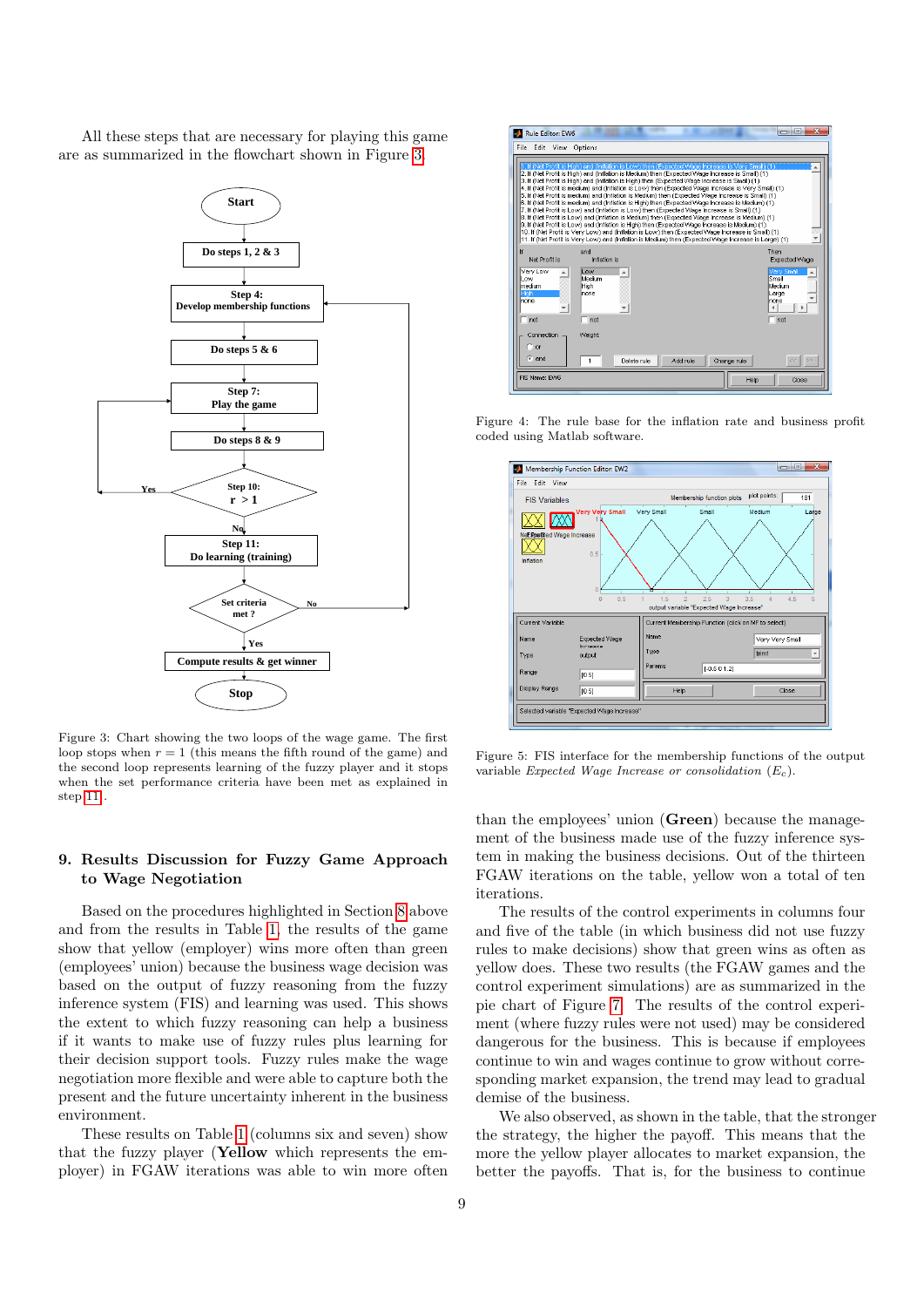All these steps that are necessary for playing this game are as summarized in the flowchart shown in Figure 3.

Figure 3: Chart showing the two loops of the wage game. The first loop stops when $r = 1$ (this means the fifth round of the game) and the second loop represents learning of the fuzzy player and it stops when the set performance criteria have been met as explained in step 11.

Figure 4: The rule base for the inflation rate and business profit coded using Matlab software.

Figure 5: FIS interface for the membership functions of the output variable *Expected Wage Increase or consolidation* ($E_c$).

## 9. Results Discussion for Fuzzy Game Approach to Wage Negotiation

Based on the procedures highlighted in Section 8 above and from the results in Table 1, the results of the game show that yellow (employer) wins more often than green (employees' union) because the business wage decision was based on the output of fuzzy reasoning from the fuzzy inference system (FIS) and learning was used. This shows the extent to which fuzzy reasoning can help a business if it wants to make use of fuzzy rules plus learning for their decision support tools. Fuzzy rules make the wage negotiation more flexible and were able to capture both the present and the future uncertainty inherent in the business environment.

These results on Table 1 (columns six and seven) show that the fuzzy player (**Yellow** which represents the employer) in FGAW iterations was able to win more often than the employees' union (**Green**) because the management of the business made use of the fuzzy inference system in making the business decisions. Out of the thirteen FGAW iterations on the table, yellow won a total of ten iterations.

The results of the control experiments in columns four and five of the table (in which business did not use fuzzy rules to make decisions) show that green wins as often as yellow does. These two results (the FGAW games and the control experiment simulations) are as summarized in the pie chart of Figure 7. The results of the control experiment (where fuzzy rules were not used) may be considered dangerous for the business. This is because if employees continue to win and wages continue to grow without corresponding market expansion, the trend may lead to gradual demise of the business.

We also observed, as shown in the table, that the stronger the strategy, the higher the payoff. This means that the more the yellow player allocates to market expansion, the better the payoffs. That is, for the business to continue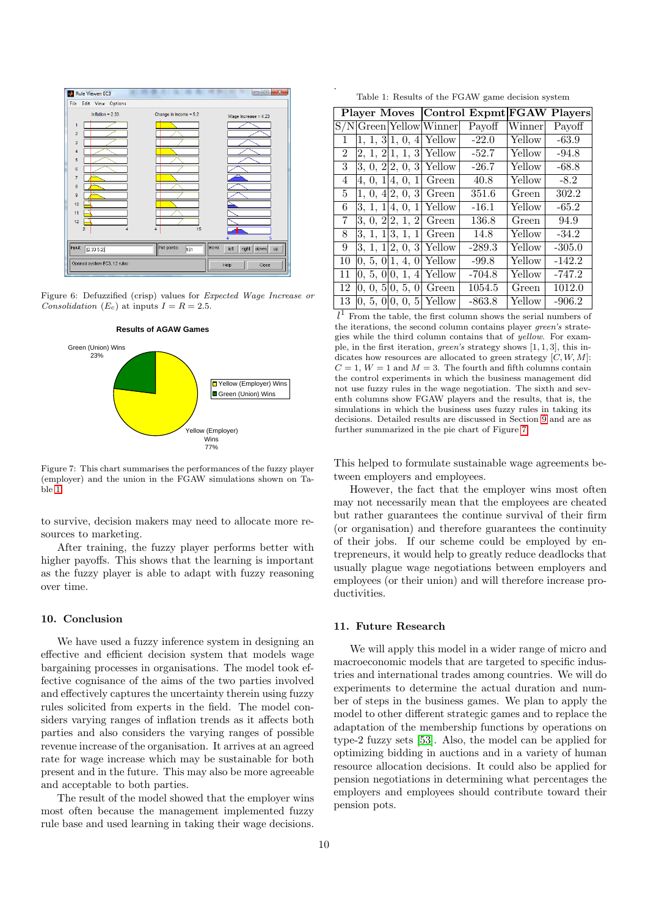Figure 6: Defuzzified (crisp) values for *Expected Wage Increase or Consolidation* ($E_c$) at inputs $I = R = 2.5$.

Figure 7: This chart summarises the performances of the fuzzy player (employer) and the union in the FGAW simulations shown on Table 1

to survive, decision makers may need to allocate more resources to marketing.

After training, the fuzzy player performs better with higher payoffs. This shows that the learning is important as the fuzzy player is able to adapt with fuzzy reasoning over time.

## 10. Conclusion

We have used a fuzzy inference system in designing an effective and efficient decision system that models wage bargaining processes in organisations. The model took effective cognisance of the aims of the two parties involved and effectively captures the uncertainty therein using fuzzy rules solicited from experts in the field. The model considers varying ranges of inflation trends as it affects both parties and also considers the varying ranges of possible revenue increase of the organisation. It arrives at an agreed rate for wage increase which may be sustainable for both present and in the future. This may also be more agreeable and acceptable to both parties.

The result of the model showed that the employer wins most often because the management implemented fuzzy rule base and used learning in taking their wage decisions.

Table 1: Results of the FGAW game decision system

| Player Moves | | | Control Expmt | | FGAW Players | |
|---|---|---|---|---|---|---|
| S/N | Green | Yellow | Winner | Payoff | Winner | Payoff |
| 1 | 1, 1, 3 | 1, 0, 4 | Yellow | -22.0 | Yellow | -63.9 |
| 2 | 2, 1, 2 | 1, 1, 3 | Yellow | -52.7 | Yellow | -94.8 |
| 3 | 3, 0, 2 | 2, 0, 3 | Yellow | -26.7 | Yellow | -68.8 |
| 4 | 4, 0, 1 | 4, 0, 1 | Green | 40.8 | Yellow | -8.2 |
| 5 | 1, 0, 4 | 2, 0, 3 | Green | 351.6 | Green | 302.2 |
| 6 | 3, 1, 1 | 4, 0, 1 | Yellow | -16.1 | Yellow | -65.2 |
| 7 | 3, 0, 2 | 2, 1, 2 | Green | 136.8 | Green | 94.9 |
| 8 | 3, 1, 1 | 3, 1, 1 | Green | 14.8 | Yellow | -34.2 |
| 9 | 3, 1, 1 | 2, 0, 3 | Yellow | -289.3 | Yellow | -305.0 |
| 10 | 0, 5, 0 | 1, 4, 0 | Yellow | -99.8 | Yellow | -142.2 |
| 11 | 0, 5, 0 | 0, 1, 4 | Yellow | -704.8 | Yellow | -747.2 |
| 12 | 0, 0, 5 | 0, 5, 0 | Green | 1054.5 | Green | 1012.0 |
| 13 | 0, 5, 0 | 0, 0, 5 | Yellow | -863.8 | Yellow | -906.2 |

$l^1$ From the table, the first column shows the serial numbers of the iterations, the second column contains player *green's* strategies while the third column contains that of *yellow*. For example, in the first iteration, *green's* strategy shows $[1, 1, 3]$, this indicates how resources are allocated to green strategy $[C, W, M]$: $C = 1$, $W = 1$ and $M = 3$. The fourth and fifth columns contain the control experiments in which the business management did not use fuzzy rules in the wage negotiation. The sixth and seventh columns show FGAW players and the results, that is, the simulations in which the business uses fuzzy rules in taking its decisions. Detailed results are discussed in Section 9 and are as further summarized in the pie chart of Figure 7.

This helped to formulate sustainable wage agreements between employers and employees.

However, the fact that the employer wins most often may not necessarily mean that the employees are cheated but rather guarantees the continue survival of their firm (or organisation) and therefore guarantees the continuity of their jobs. If our scheme could be employed by entrepreneurs, it would help to greatly reduce deadlocks that usually plague wage negotiations between employers and employees (or their union) and will therefore increase productivities.

## 11. Future Research

We will apply this model in a wider range of micro and macroeconomic models that are targeted to specific industries and international trades among countries. We will do experiments to determine the actual duration and number of steps in the business games. We plan to apply the model to other different strategic games and to replace the adaptation of the membership functions by operations on type-2 fuzzy sets [53]. Also, the model can be applied for optimizing bidding in auctions and in a variety of human resource allocation decisions. It could also be applied for pension negotiations in determining what percentages the employers and employees should contribute toward their pension pots.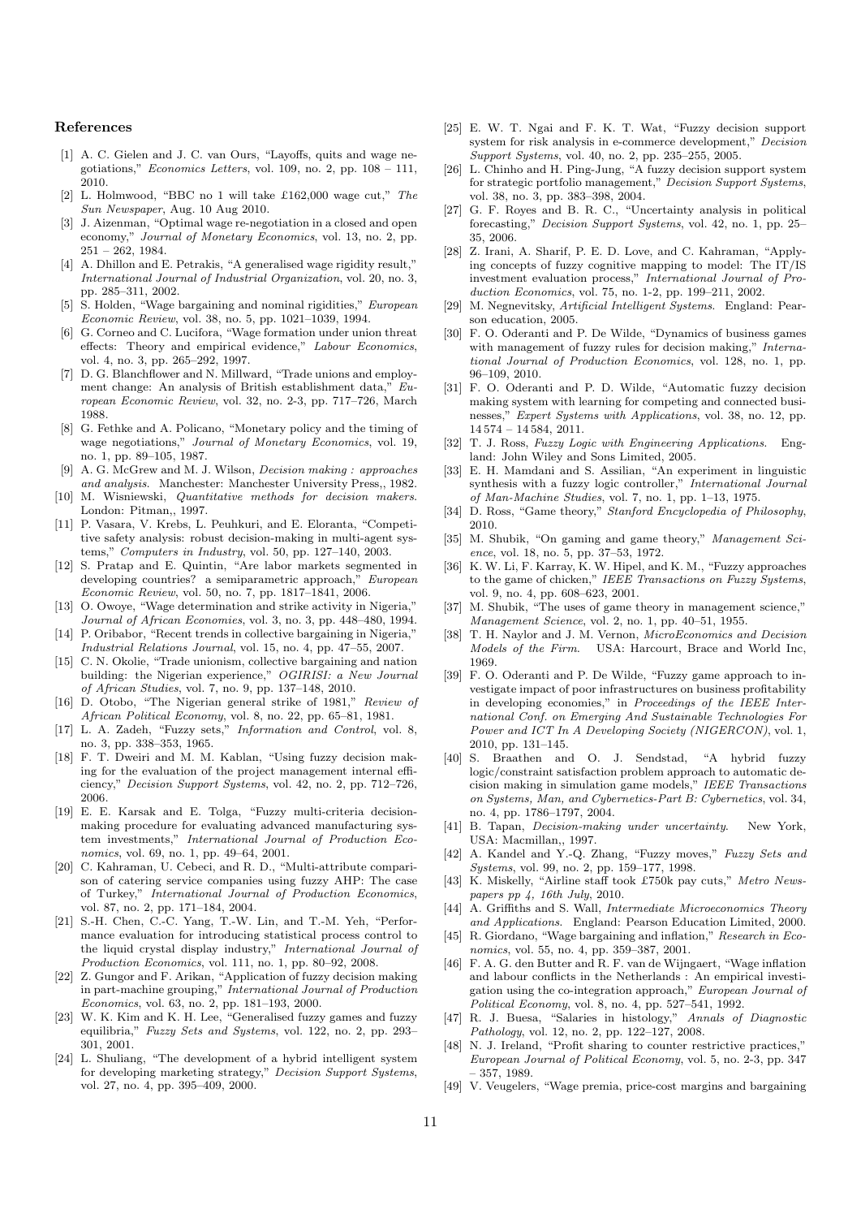## References

[1] A. C. Gielen and J. C. van Ours, "Layoffs, quits and wage negotiations," *Economics Letters*, vol. 109, no. 2, pp. 108 – 111, 2010.

[2] L. Holmwood, "BBC no 1 will take £162,000 wage cut," *The Sun Newspaper*, Aug. 10 Aug 2010.

[3] J. Aizenman, "Optimal wage re-negotiation in a closed and open economy," *Journal of Monetary Economics*, vol. 13, no. 2, pp. 251 – 262, 1984.

[4] A. Dhillon and E. Petrakis, "A generalised wage rigidity result," *International Journal of Industrial Organization*, vol. 20, no. 3, pp. 285–311, 2002.

[5] S. Holden, "Wage bargaining and nominal rigidities," *European Economic Review*, vol. 38, no. 5, pp. 1021–1039, 1994.

[6] G. Corneo and C. Lucifora, "Wage formation under union threat effects: Theory and empirical evidence," *Labour Economics*, vol. 4, no. 3, pp. 265–292, 1997.

[7] D. G. Blanchflower and N. Millward, "Trade unions and employment change: An analysis of British establishment data," *European Economic Review*, vol. 32, no. 2-3, pp. 717–726, March 1988.

[8] G. Fethke and A. Policano, "Monetary policy and the timing of wage negotiations," *Journal of Monetary Economics*, vol. 19, no. 1, pp. 89–105, 1987.

[9] A. G. McGrew and M. J. Wilson, *Decision making : approaches and analysis*. Manchester: Manchester University Press,, 1982.

[10] M. Wisniewski, *Quantitative methods for decision makers*. London: Pitman,, 1997.

[11] P. Vasara, V. Krebs, L. Peuhkuri, and E. Eloranta, "Competitive safety analysis: robust decision-making in multi-agent systems," *Computers in Industry*, vol. 50, pp. 127–140, 2003.

[12] S. Pratap and E. Quintin, "Are labor markets segmented in developing countries? a semiparametric approach," *European Economic Review*, vol. 50, no. 7, pp. 1817–1841, 2006.

[13] O. Owoye, "Wage determination and strike activity in Nigeria," *Journal of African Economies*, vol. 3, no. 3, pp. 448–480, 1994.

[14] P. Oribabor, "Recent trends in collective bargaining in Nigeria," *Industrial Relations Journal*, vol. 15, no. 4, pp. 47–55, 2007.

[15] C. N. Okolie, "Trade unionism, collective bargaining and nation building: the Nigerian experience," *OGIRISI: a New Journal of African Studies*, vol. 7, no. 9, pp. 137–148, 2010.

[16] D. Otobo, "The Nigerian general strike of 1981," *Review of African Political Economy*, vol. 8, no. 22, pp. 65–81, 1981.

[17] L. A. Zadeh, "Fuzzy sets," *Information and Control*, vol. 8, no. 3, pp. 338–353, 1965.

[18] F. T. Dweiri and M. M. Kablan, "Using fuzzy decision making for the evaluation of the project management internal efficiency," *Decision Support Systems*, vol. 42, no. 2, pp. 712–726, 2006.

[19] E. E. Karsak and E. Tolga, "Fuzzy multi-criteria decision-making procedure for evaluating advanced manufacturing system investments," *International Journal of Production Economics*, vol. 69, no. 1, pp. 49–64, 2001.

[20] C. Kahraman, U. Cebeci, and R. D., "Multi-attribute comparison of catering service companies using fuzzy AHP: The case of Turkey," *International Journal of Production Economics*, vol. 87, no. 2, pp. 171–184, 2004.

[21] S.-H. Chen, C.-C. Yang, T.-W. Lin, and T.-M. Yeh, "Performance evaluation for introducing statistical process control to the liquid crystal display industry," *International Journal of Production Economics*, vol. 111, no. 1, pp. 80–92, 2008.

[22] Z. Gungor and F. Arikan, "Application of fuzzy decision making in part-machine grouping," *International Journal of Production Economics*, vol. 63, no. 2, pp. 181–193, 2000.

[23] W. K. Kim and K. H. Lee, "Generalised fuzzy games and fuzzy equilibria," *Fuzzy Sets and Systems*, vol. 122, no. 2, pp. 293–301, 2001.

[24] L. Shuliang, "The development of a hybrid intelligent system for developing marketing strategy," *Decision Support Systems*, vol. 27, no. 4, pp. 395–409, 2000.

[25] E. W. T. Ngai and F. K. T. Wat, "Fuzzy decision support system for risk analysis in e-commerce development," *Decision Support Systems*, vol. 40, no. 2, pp. 235–255, 2005.

[26] L. Chinho and H. Ping-Jung, "A fuzzy decision support system for strategic portfolio management," *Decision Support Systems*, vol. 38, no. 3, pp. 383–398, 2004.

[27] G. F. Royes and B. R. C., "Uncertainty analysis in political forecasting," *Decision Support Systems*, vol. 42, no. 1, pp. 25–35, 2006.

[28] Z. Irani, A. Sharif, P. E. D. Love, and C. Kahraman, "Applying concepts of fuzzy cognitive mapping to model: The IT/IS investment evaluation process," *International Journal of Production Economics*, vol. 75, no. 1-2, pp. 199–211, 2002.

[29] M. Negnevitsky, *Artificial Intelligent Systems*. England: Pearson education, 2005.

[30] F. O. Oderanti and P. De Wilde, "Dynamics of business games with management of fuzzy rules for decision making," *International Journal of Production Economics*, vol. 128, no. 1, pp. 96–109, 2010.

[31] F. O. Oderanti and P. D. Wilde, "Automatic fuzzy decision making system with learning for competing and connected businesses," *Expert Systems with Applications*, vol. 38, no. 12, pp. 14 574 – 14 584, 2011.

[32] T. J. Ross, *Fuzzy Logic with Engineering Applications*. England: John Wiley and Sons Limited, 2005.

[33] E. H. Mamdani and S. Assilian, "An experiment in linguistic synthesis with a fuzzy logic controller," *International Journal of Man-Machine Studies*, vol. 7, no. 1, pp. 1–13, 1975.

[34] D. Ross, "Game theory," *Stanford Encyclopedia of Philosophy*, 2010.

[35] M. Shubik, "On gaming and game theory," *Management Science*, vol. 18, no. 5, pp. 37–53, 1972.

[36] K. W. Li, F. Karray, K. W. Hipel, and K. M., "Fuzzy approaches to the game of chicken," *IEEE Transactions on Fuzzy Systems*, vol. 9, no. 4, pp. 608–623, 2001.

[37] M. Shubik, "The uses of game theory in management science," *Management Science*, vol. 2, no. 1, pp. 40–51, 1955.

[38] T. H. Naylor and J. M. Vernon, *MicroEconomics and Decision Models of the Firm*. USA: Harcourt, Brace and World Inc, 1969.

[39] F. O. Oderanti and P. De Wilde, "Fuzzy game approach to investigate impact of poor infrastructures on business profitability in developing economies," in *Proceedings of the IEEE International Conf. on Emerging And Sustainable Technologies For Power and ICT In A Developing Society (NIGERCON)*, vol. 1, 2010, pp. 131–145.

[40] S. Braathen and O. J. Sendstad, "A hybrid fuzzy logic/constraint satisfaction problem approach to automatic decision making in simulation game models," *IEEE Transactions on Systems, Man, and Cybernetics-Part B: Cybernetics*, vol. 34, no. 4, pp. 1786–1797, 2004.

[41] B. Tapan, *Decision-making under uncertainty*. New York, USA: Macmillan,, 1997.

[42] A. Kandel and Y.-Q. Zhang, "Fuzzy moves," *Fuzzy Sets and Systems*, vol. 99, no. 2, pp. 159–177, 1998.

[43] K. Miskelly, "Airline staff took £750k pay cuts," *Metro Newspapers pp 4, 16th July*, 2010.

[44] A. Griffiths and S. Wall, *Intermediate Microeconomics Theory and Applications*. England: Pearson Education Limited, 2000.

[45] R. Giordano, "Wage bargaining and inflation," *Research in Economics*, vol. 55, no. 4, pp. 359–387, 2001.

[46] F. A. G. den Butter and R. F. van de Wijngaert, "Wage inflation and labour conflicts in the Netherlands : An empirical investigation using the co-integration approach," *European Journal of Political Economy*, vol. 8, no. 4, pp. 527–541, 1992.

[47] R. J. Buesa, "Salaries in histology," *Annals of Diagnostic Pathology*, vol. 12, no. 2, pp. 122–127, 2008.

[48] N. J. Ireland, "Profit sharing to counter restrictive practices," *European Journal of Political Economy*, vol. 5, no. 2-3, pp. 347 – 357, 1989.

[49] V. Veugelers, "Wage premia, price-cost margins and bargaining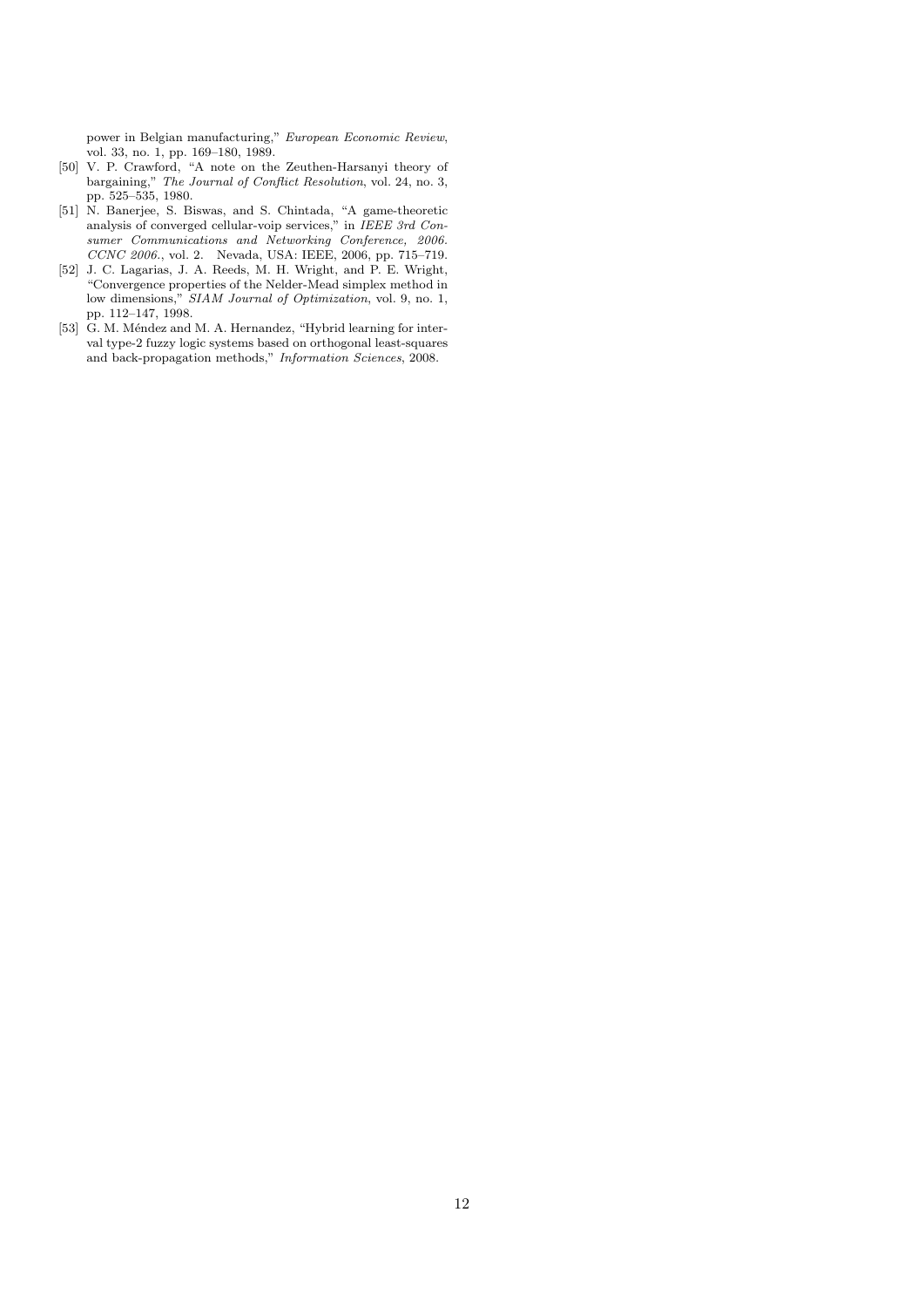power in Belgian manufacturing," *European Economic Review*, vol. 33, no. 1, pp. 169–180, 1989.

[50] V. P. Crawford, "A note on the Zeuthen-Harsanyi theory of bargaining," *The Journal of Conflict Resolution*, vol. 24, no. 3, pp. 525–535, 1980.

[51] N. Banerjee, S. Biswas, and S. Chintada, "A game-theoretic analysis of converged cellular-voip services," in *IEEE 3rd Consumer Communications and Networking Conference, 2006. CCNC 2006.*, vol. 2. Nevada, USA: IEEE, 2006, pp. 715–719.

[52] J. C. Lagarias, J. A. Reeds, M. H. Wright, and P. E. Wright, "Convergence properties of the Nelder-Mead simplex method in low dimensions," *SIAM Journal of Optimization*, vol. 9, no. 1, pp. 112–147, 1998.

[53] G. M. Méndez and M. A. Hernandez, "Hybrid learning for interval type-2 fuzzy logic systems based on orthogonal least-squares and back-propagation methods," *Information Sciences*, 2008.